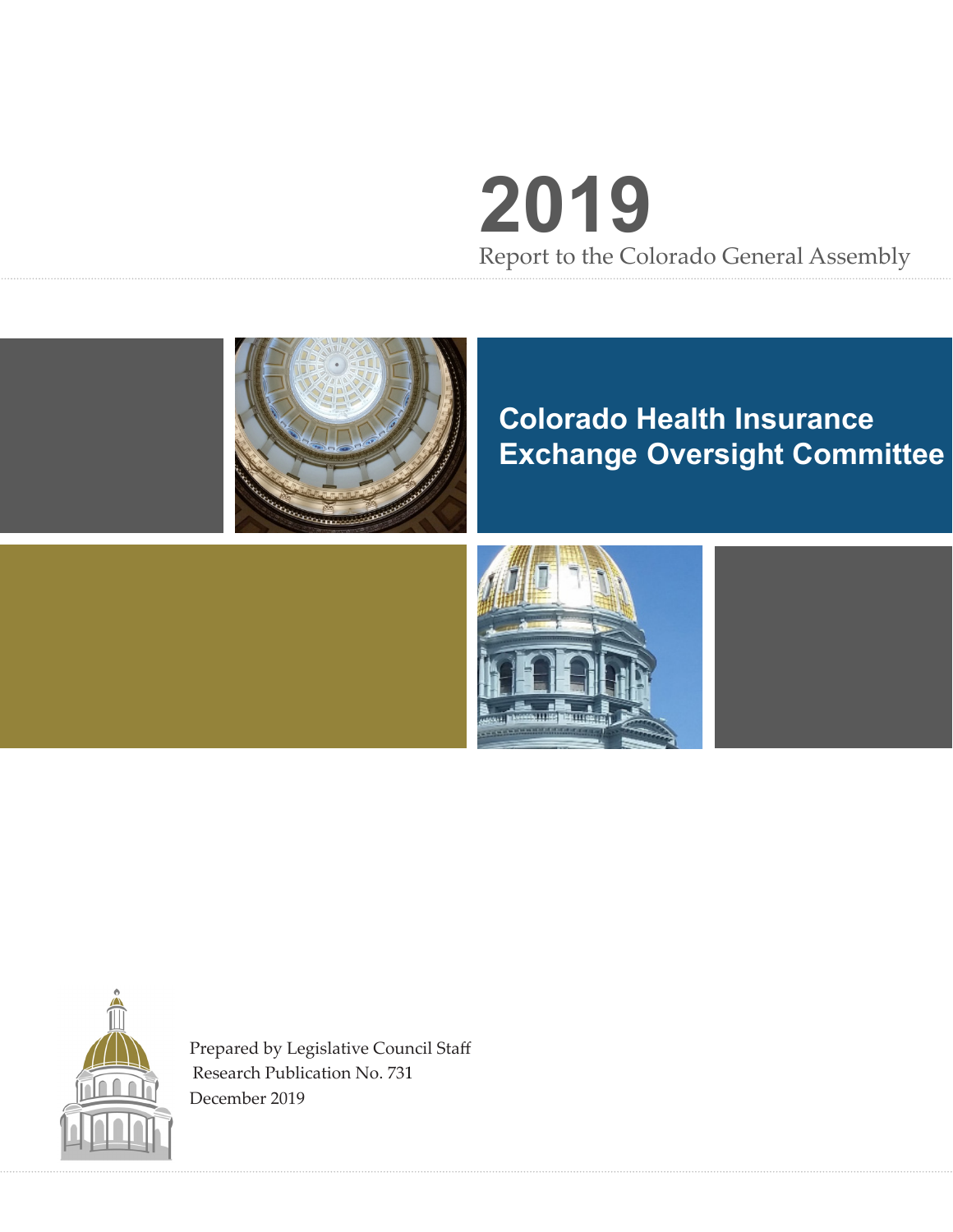# 2019

Report to the Colorado General Assembly

## Colorado Health Insurance Exchange Oversight Committee

Prepared by Legislative Council Staff
Research Publication No. 731
December 2019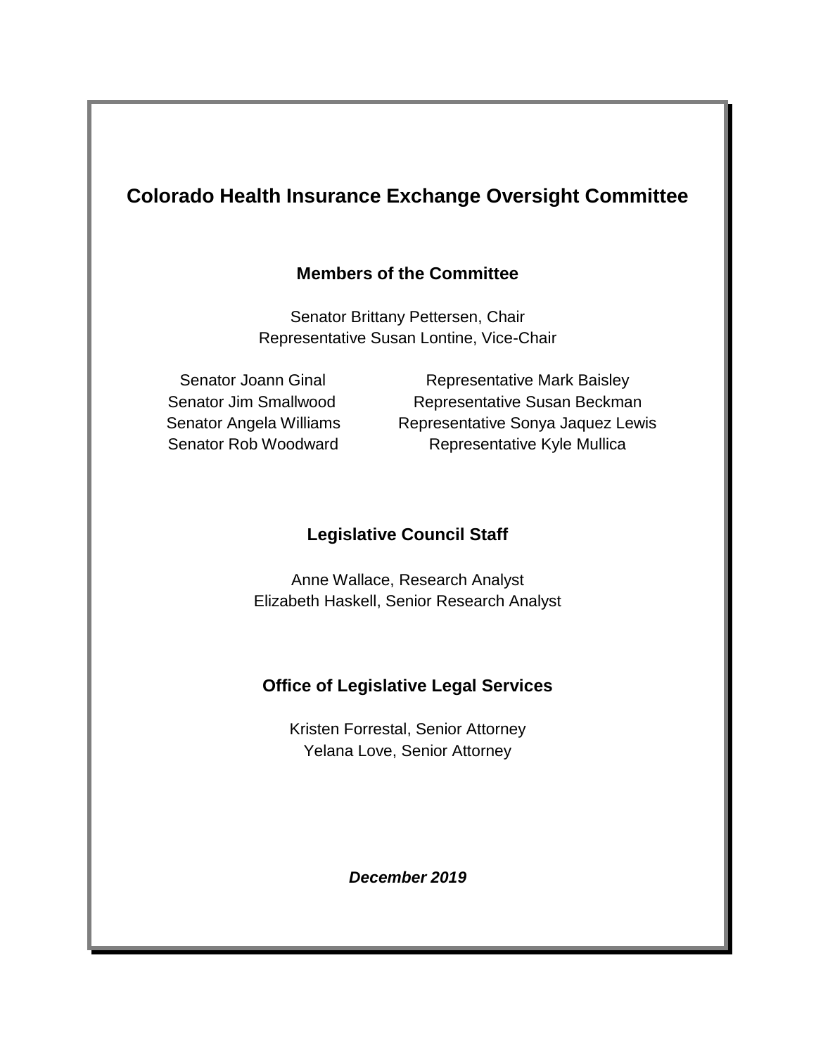# Colorado Health Insurance Exchange Oversight Committee

## Members of the Committee

Senator Brittany Pettersen, Chair
Representative Susan Lontine, Vice-Chair

Senator Joann Ginal
Senator Jim Smallwood
Senator Angela Williams
Senator Rob Woodward

Representative Mark Baisley
Representative Susan Beckman
Representative Sonya Jaquez Lewis
Representative Kyle Mullica

## Legislative Council Staff

Anne Wallace, Research Analyst
Elizabeth Haskell, Senior Research Analyst

## Office of Legislative Legal Services

Kristen Forrestal, Senior Attorney
Yelana Love, Senior Attorney

***December 2019***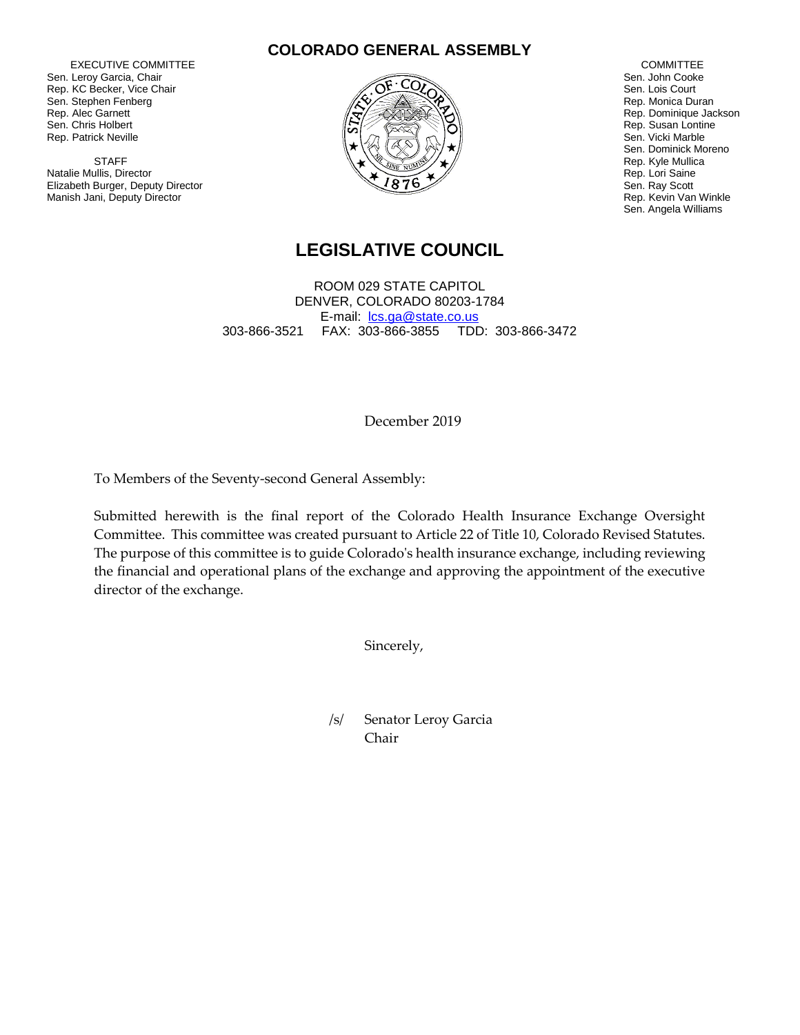# COLORADO GENERAL ASSEMBLY

EXECUTIVE COMMITTEE
Sen. Leroy Garcia, Chair
Rep. KC Becker, Vice Chair
Sen. Stephen Fenberg
Rep. Alec Garnett
Sen. Chris Holbert
Rep. Patrick Neville

STAFF
Natalie Mullis, Director
Elizabeth Burger, Deputy Director
Manish Jani, Deputy Director

COMMITTEE
Sen. John Cooke
Sen. Lois Court
Rep. Monica Duran
Rep. Dominique Jackson
Rep. Susan Lontine
Sen. Vicki Marble
Sen. Dominick Moreno
Rep. Kyle Mullica
Rep. Lori Saine
Sen. Ray Scott
Rep. Kevin Van Winkle
Sen. Angela Williams

## LEGISLATIVE COUNCIL

ROOM 029 STATE CAPITOL
DENVER, COLORADO 80203-1784
E-mail: lcs.ga@state.co.us
303-866-3521 FAX: 303-866-3855 TDD: 303-866-3472

December 2019

To Members of the Seventy-second General Assembly:

Submitted herewith is the final report of the Colorado Health Insurance Exchange Oversight Committee. This committee was created pursuant to Article 22 of Title 10, Colorado Revised Statutes. The purpose of this committee is to guide Colorado's health insurance exchange, including reviewing the financial and operational plans of the exchange and approving the appointment of the executive director of the exchange.

Sincerely,

/s/ Senator Leroy Garcia
Chair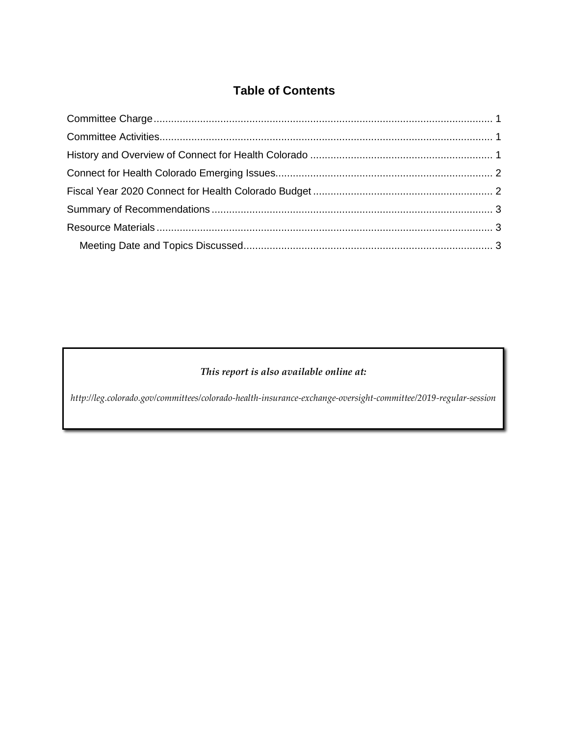## Table of Contents

Committee Charge ........................................................................................................................ 1

Committee Activities ..................................................................................................................... 1

History and Overview of Connect for Health Colorado ................................................................ 1

Connect for Health Colorado Emerging Issues ............................................................................ 2

Fiscal Year 2020 Connect for Health Colorado Budget ............................................................... 2

Summary of Recommendations ................................................................................................... 3

Resource Materials ....................................................................................................................... 3

- Meeting Date and Topics Discussed ....................................................................................... 3

*This report is also available online at:*

*http://leg.colorado.gov/committees/colorado-health-insurance-exchange-oversight-committee/2019-regular-session*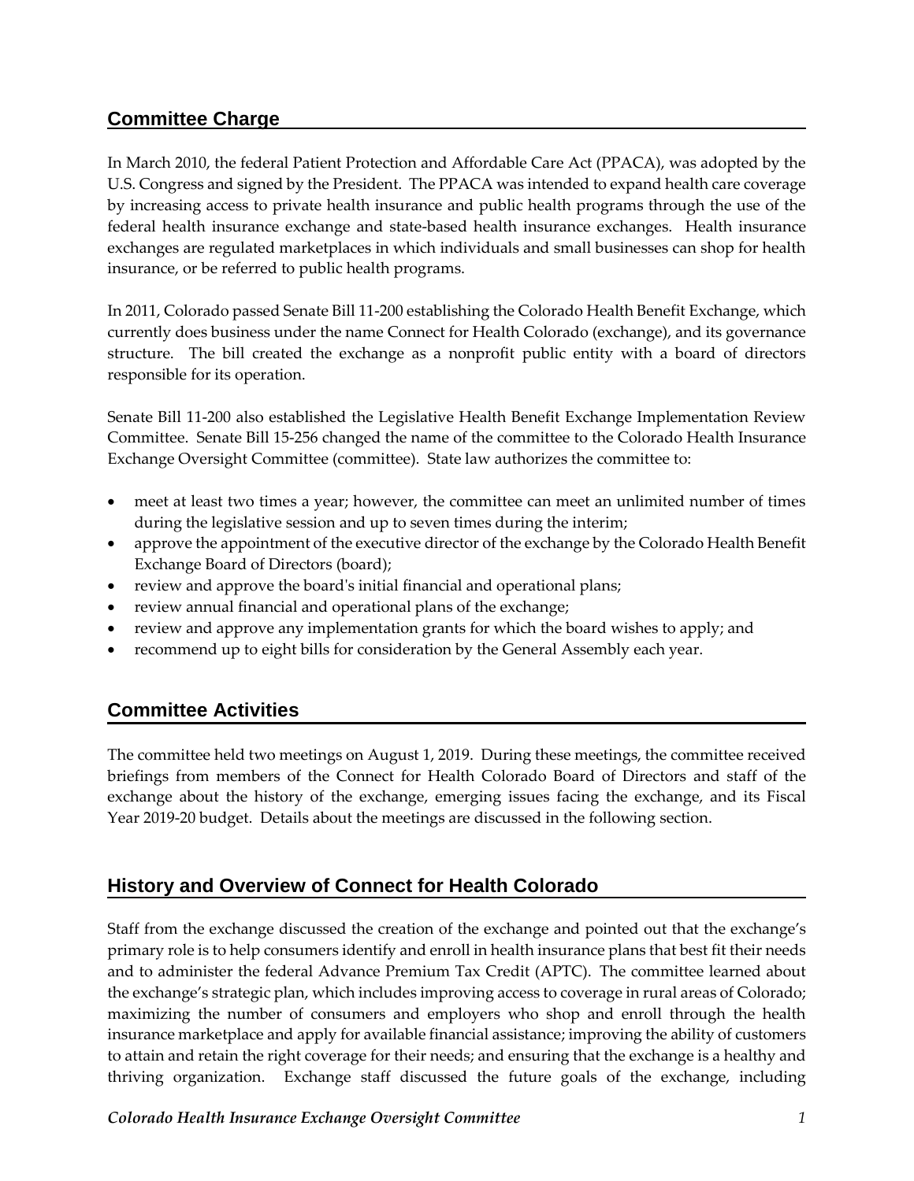## Committee Charge

In March 2010, the federal Patient Protection and Affordable Care Act (PPACA), was adopted by the U.S. Congress and signed by the President. The PPACA was intended to expand health care coverage by increasing access to private health insurance and public health programs through the use of the federal health insurance exchange and state-based health insurance exchanges. Health insurance exchanges are regulated marketplaces in which individuals and small businesses can shop for health insurance, or be referred to public health programs.

In 2011, Colorado passed Senate Bill 11-200 establishing the Colorado Health Benefit Exchange, which currently does business under the name Connect for Health Colorado (exchange), and its governance structure. The bill created the exchange as a nonprofit public entity with a board of directors responsible for its operation.

Senate Bill 11-200 also established the Legislative Health Benefit Exchange Implementation Review Committee. Senate Bill 15-256 changed the name of the committee to the Colorado Health Insurance Exchange Oversight Committee (committee). State law authorizes the committee to:

- meet at least two times a year; however, the committee can meet an unlimited number of times during the legislative session and up to seven times during the interim;
- approve the appointment of the executive director of the exchange by the Colorado Health Benefit Exchange Board of Directors (board);
- review and approve the board's initial financial and operational plans;
- review annual financial and operational plans of the exchange;
- review and approve any implementation grants for which the board wishes to apply; and
- recommend up to eight bills for consideration by the General Assembly each year.

## Committee Activities

The committee held two meetings on August 1, 2019. During these meetings, the committee received briefings from members of the Connect for Health Colorado Board of Directors and staff of the exchange about the history of the exchange, emerging issues facing the exchange, and its Fiscal Year 2019-20 budget. Details about the meetings are discussed in the following section.

## History and Overview of Connect for Health Colorado

Staff from the exchange discussed the creation of the exchange and pointed out that the exchange's primary role is to help consumers identify and enroll in health insurance plans that best fit their needs and to administer the federal Advance Premium Tax Credit (APTC). The committee learned about the exchange's strategic plan, which includes improving access to coverage in rural areas of Colorado; maximizing the number of consumers and employers who shop and enroll through the health insurance marketplace and apply for available financial assistance; improving the ability of customers to attain and retain the right coverage for their needs; and ensuring that the exchange is a healthy and thriving organization. Exchange staff discussed the future goals of the exchange, including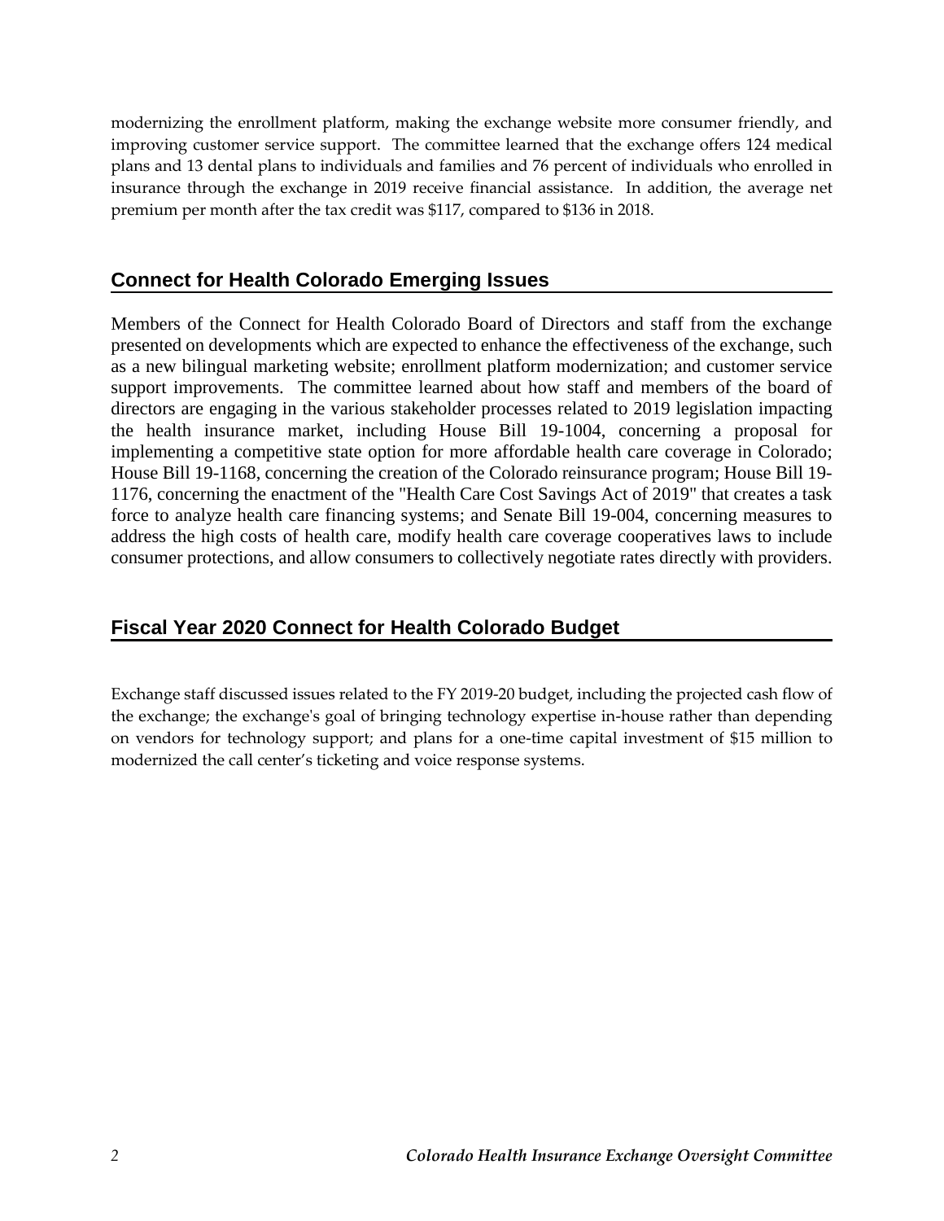modernizing the enrollment platform, making the exchange website more consumer friendly, and improving customer service support. The committee learned that the exchange offers 124 medical plans and 13 dental plans to individuals and families and 76 percent of individuals who enrolled in insurance through the exchange in 2019 receive financial assistance. In addition, the average net premium per month after the tax credit was $117, compared to $136 in 2018.

## Connect for Health Colorado Emerging Issues

Members of the Connect for Health Colorado Board of Directors and staff from the exchange presented on developments which are expected to enhance the effectiveness of the exchange, such as a new bilingual marketing website; enrollment platform modernization; and customer service support improvements. The committee learned about how staff and members of the board of directors are engaging in the various stakeholder processes related to 2019 legislation impacting the health insurance market, including House Bill 19-1004, concerning a proposal for implementing a competitive state option for more affordable health care coverage in Colorado; House Bill 19-1168, concerning the creation of the Colorado reinsurance program; House Bill 19-1176, concerning the enactment of the "Health Care Cost Savings Act of 2019" that creates a task force to analyze health care financing systems; and Senate Bill 19-004, concerning measures to address the high costs of health care, modify health care coverage cooperatives laws to include consumer protections, and allow consumers to collectively negotiate rates directly with providers.

## Fiscal Year 2020 Connect for Health Colorado Budget

Exchange staff discussed issues related to the FY 2019-20 budget, including the projected cash flow of the exchange; the exchange's goal of bringing technology expertise in-house rather than depending on vendors for technology support; and plans for a one-time capital investment of $15 million to modernized the call center's ticketing and voice response systems.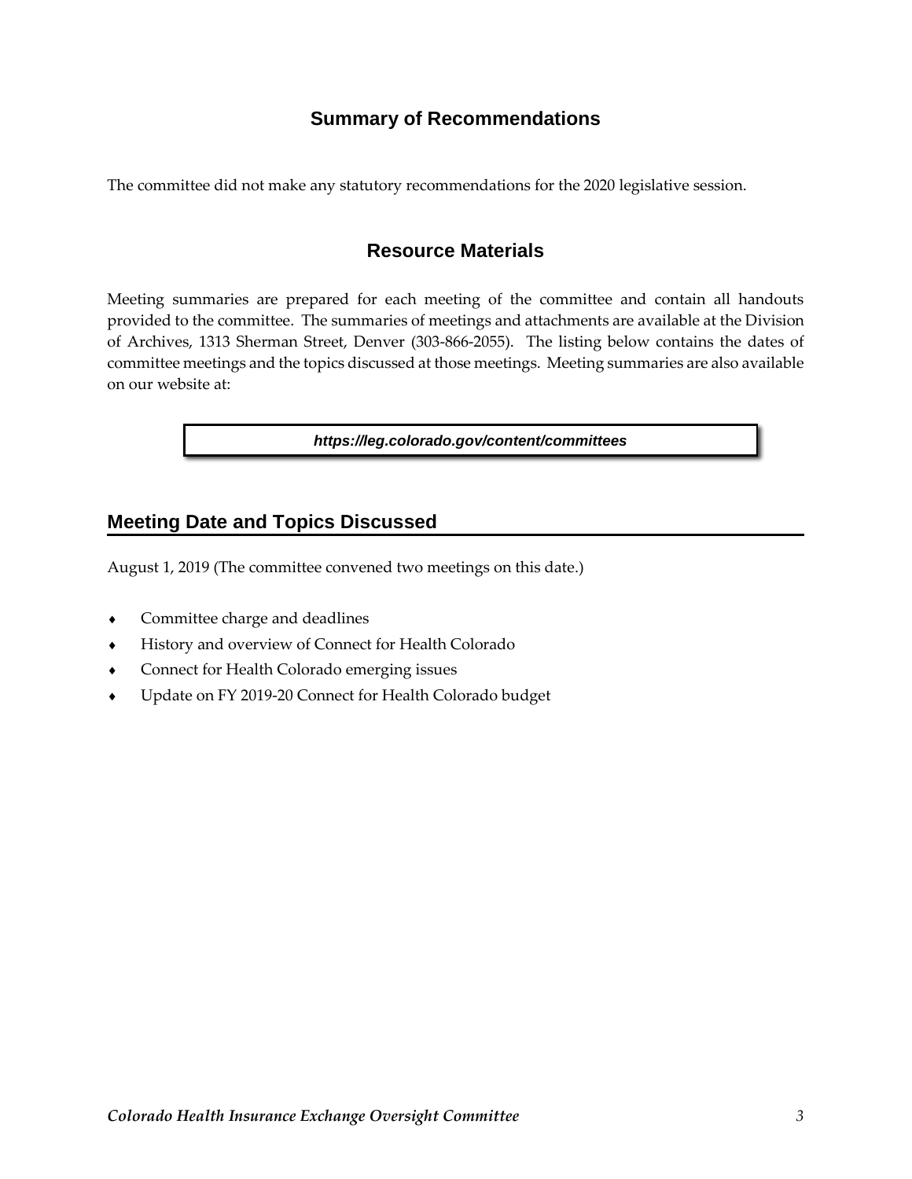## Summary of Recommendations

The committee did not make any statutory recommendations for the 2020 legislative session.

## Resource Materials

Meeting summaries are prepared for each meeting of the committee and contain all handouts provided to the committee. The summaries of meetings and attachments are available at the Division of Archives, 1313 Sherman Street, Denver (303-866-2055). The listing below contains the dates of committee meetings and the topics discussed at those meetings. Meeting summaries are also available on our website at:

***https://leg.colorado.gov/content/committees***

## Meeting Date and Topics Discussed

August 1, 2019 (The committee convened two meetings on this date.)

- Committee charge and deadlines
- History and overview of Connect for Health Colorado
- Connect for Health Colorado emerging issues
- Update on FY 2019-20 Connect for Health Colorado budget